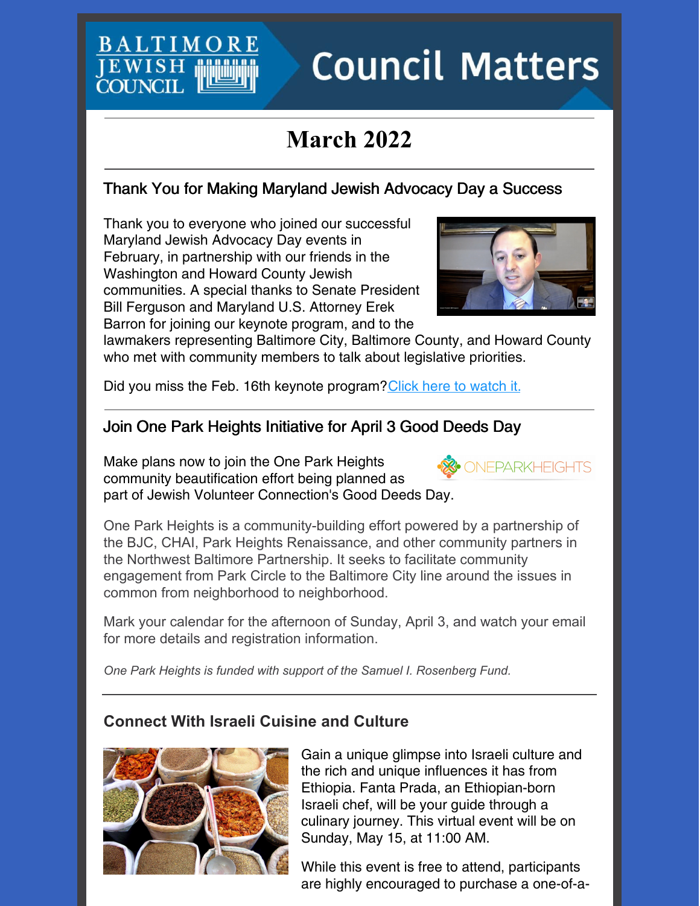# Council Matters

## March 2022

### Thank You for Making Maryland Jewish Advocacy Day a Success

Thank you to everyone who joined our successful Maryland Jewish Advocacy Day events in February, in partnership with our friends in the Washington and Howard County Jewish communities. A special thanks to Senate President Bill Ferguson and Maryland U.S. Attorney Erek Barron for joining our keynote program, and to the lawmakers representing Baltimore City, Baltimore County, and Howard County who met with community members to talk about legislative priorities.

Did you miss the Feb. 16th keynote program? Click here to watch it.

### Join One Park Heights Initiative for April 3 Good Deeds Day

Make plans now to join the One Park Heights community beautification effort being planned as part of Jewish Volunteer Connection's Good Deeds Day.

One Park Heights is a community-building effort powered by a partnership of the BJC, CHAI, Park Heights Renaissance, and other community partners in the Northwest Baltimore Partnership. It seeks to facilitate community engagement from Park Circle to the Baltimore City line around the issues in common from neighborhood to neighborhood.

Mark your calendar for the afternoon of Sunday, April 3, and watch your email for more details and registration information.

*One Park Heights is funded with support of the Samuel I. Rosenberg Fund.*

### Connect With Israeli Cuisine and Culture

Gain a unique glimpse into Israeli culture and the rich and unique influences it has from Ethiopia. Fanta Prada, an Ethiopian-born Israeli chef, will be your guide through a culinary journey. This virtual event will be on Sunday, May 15, at 11:00 AM.

While this event is free to attend, participants are highly encouraged to purchase a one-of-a-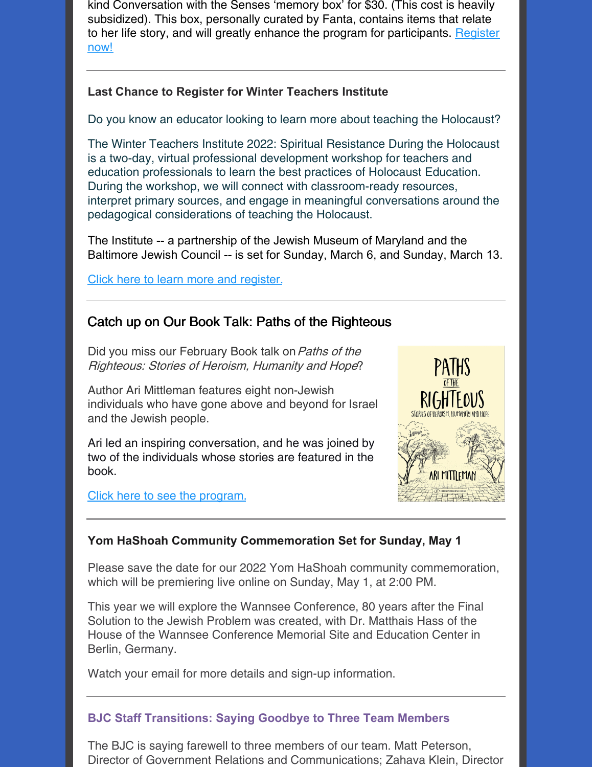kind Conversation with the Senses 'memory box' for $30. (This cost is heavily subsidized). This box, personally curated by Fanta, contains items that relate to her life story, and will greatly enhance the program for participants. Register now!

---

**Last Chance to Register for Winter Teachers Institute**

Do you know an educator looking to learn more about teaching the Holocaust?

The Winter Teachers Institute 2022: Spiritual Resistance During the Holocaust is a two-day, virtual professional development workshop for teachers and education professionals to learn the best practices of Holocaust Education. During the workshop, we will connect with classroom-ready resources, interpret primary sources, and engage in meaningful conversations around the pedagogical considerations of teaching the Holocaust.

The Institute -- a partnership of the Jewish Museum of Maryland and the Baltimore Jewish Council -- is set for Sunday, March 6, and Sunday, March 13.

Click here to learn more and register.

---

## Catch up on Our Book Talk: Paths of the Righteous

Did you miss our February Book talk on *Paths of the Righteous: Stories of Heroism, Humanity and Hope*?

Author Ari Mittleman features eight non-Jewish individuals who have gone above and beyond for Israel and the Jewish people.

Ari led an inspiring conversation, and he was joined by two of the individuals whose stories are featured in the book.

Click here to see the program.

---

**Yom HaShoah Community Commemoration Set for Sunday, May 1**

Please save the date for our 2022 Yom HaShoah community commemoration, which will be premiering live online on Sunday, May 1, at 2:00 PM.

This year we will explore the Wannsee Conference, 80 years after the Final Solution to the Jewish Problem was created, with Dr. Matthais Hass of the House of the Wannsee Conference Memorial Site and Education Center in Berlin, Germany.

Watch your email for more details and sign-up information.

---

**BJC Staff Transitions: Saying Goodbye to Three Team Members**

The BJC is saying farewell to three members of our team. Matt Peterson, Director of Government Relations and Communications; Zahava Klein, Director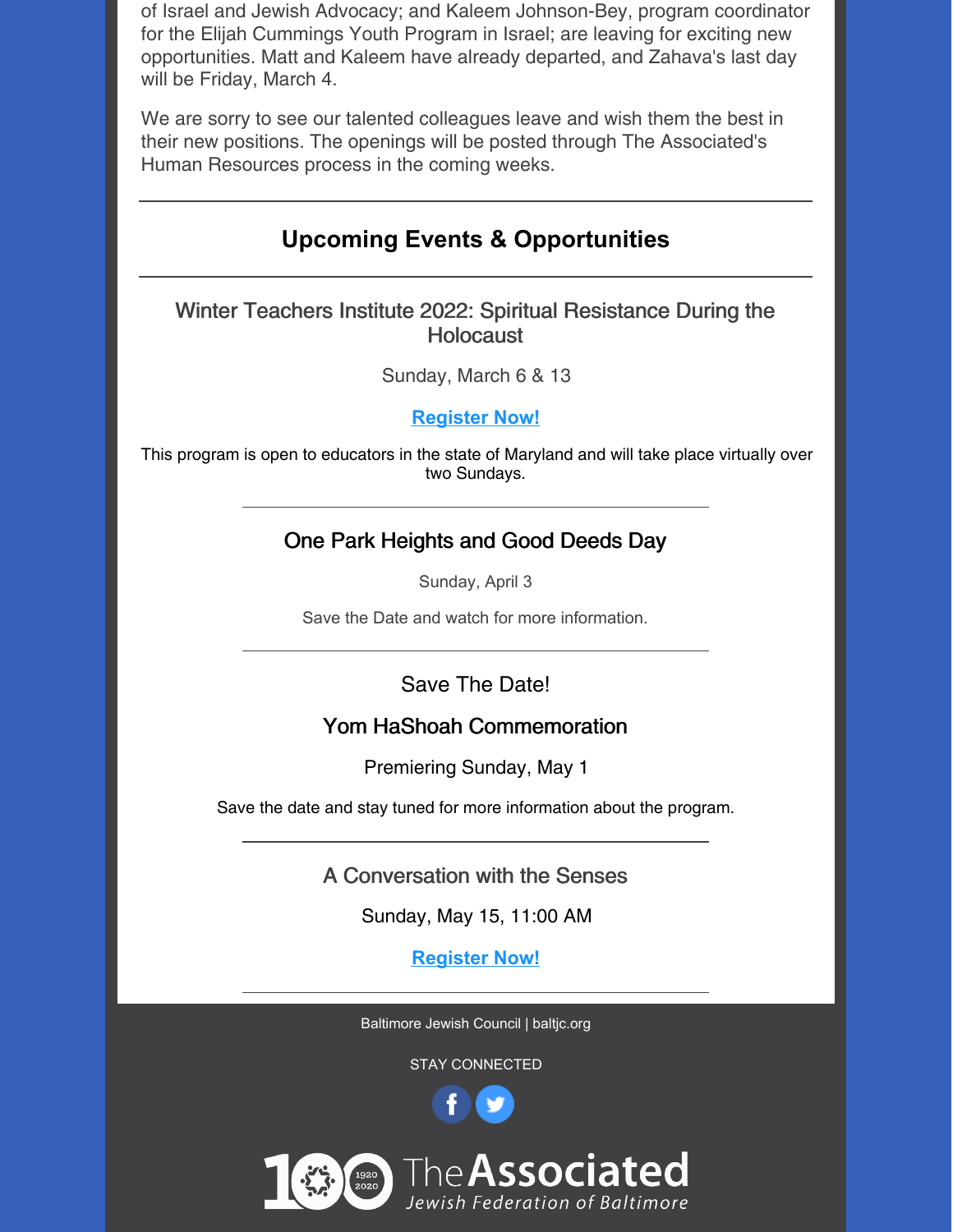of Israel and Jewish Advocacy; and Kaleem Johnson-Bey, program coordinator for the Elijah Cummings Youth Program in Israel; are leaving for exciting new opportunities. Matt and Kaleem have already departed, and Zahava's last day will be Friday, March 4.

We are sorry to see our talented colleagues leave and wish them the best in their new positions. The openings will be posted through The Associated's Human Resources process in the coming weeks.

---

## Upcoming Events & Opportunities

---

### Winter Teachers Institute 2022: Spiritual Resistance During the Holocaust

Sunday, March 6 & 13

**Register Now!**

This program is open to educators in the state of Maryland and will take place virtually over two Sundays.

---

### One Park Heights and Good Deeds Day

Sunday, April 3

Save the Date and watch for more information.

---

Save The Date!

### Yom HaShoah Commemoration

Premiering Sunday, May 1

Save the date and stay tuned for more information about the program.

---

### A Conversation with the Senses

Sunday, May 15, 11:00 AM

**Register Now!**

---

Baltimore Jewish Council | baltjc.org

STAY CONNECTED

100 1920 2020 The Associated Jewish Federation of Baltimore